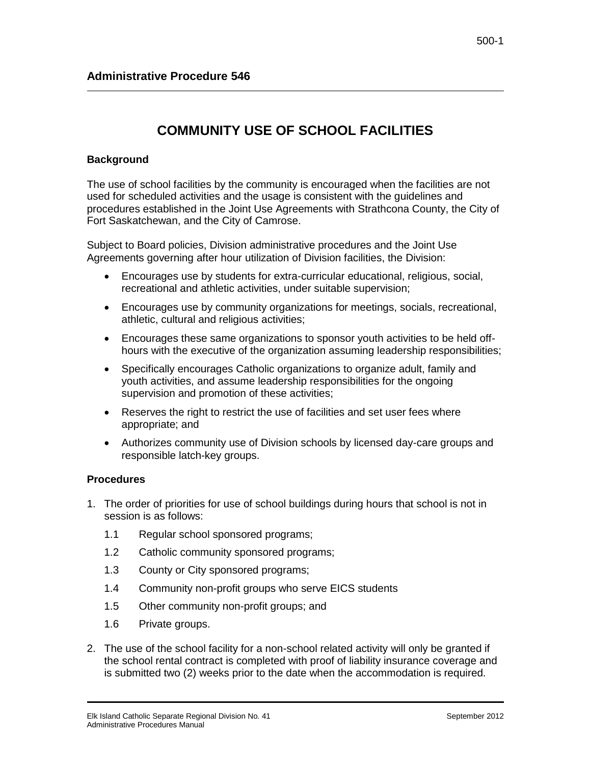## Administrative Procedure 546

# COMMUNITY USE OF SCHOOL FACILITIES

### Background

The use of school facilities by the community is encouraged when the facilities are not used for scheduled activities and the usage is consistent with the guidelines and procedures established in the Joint Use Agreements with Strathcona County, the City of Fort Saskatchewan, and the City of Camrose.

Subject to Board policies, Division administrative procedures and the Joint Use Agreements governing after hour utilization of Division facilities, the Division:

- Encourages use by students for extra-curricular educational, religious, social, recreational and athletic activities, under suitable supervision;
- Encourages use by community organizations for meetings, socials, recreational, athletic, cultural and religious activities;
- Encourages these same organizations to sponsor youth activities to be held off-hours with the executive of the organization assuming leadership responsibilities;
- Specifically encourages Catholic organizations to organize adult, family and youth activities, and assume leadership responsibilities for the ongoing supervision and promotion of these activities;
- Reserves the right to restrict the use of facilities and set user fees where appropriate; and
- Authorizes community use of Division schools by licensed day-care groups and responsible latch-key groups.

### Procedures

1. The order of priorities for use of school buildings during hours that school is not in session is as follows:
   1.1 Regular school sponsored programs;
   1.2 Catholic community sponsored programs;
   1.3 County or City sponsored programs;
   1.4 Community non-profit groups who serve EICS students
   1.5 Other community non-profit groups; and
   1.6 Private groups.
2. The use of the school facility for a non-school related activity will only be granted if the school rental contract is completed with proof of liability insurance coverage and is submitted two (2) weeks prior to the date when the accommodation is required.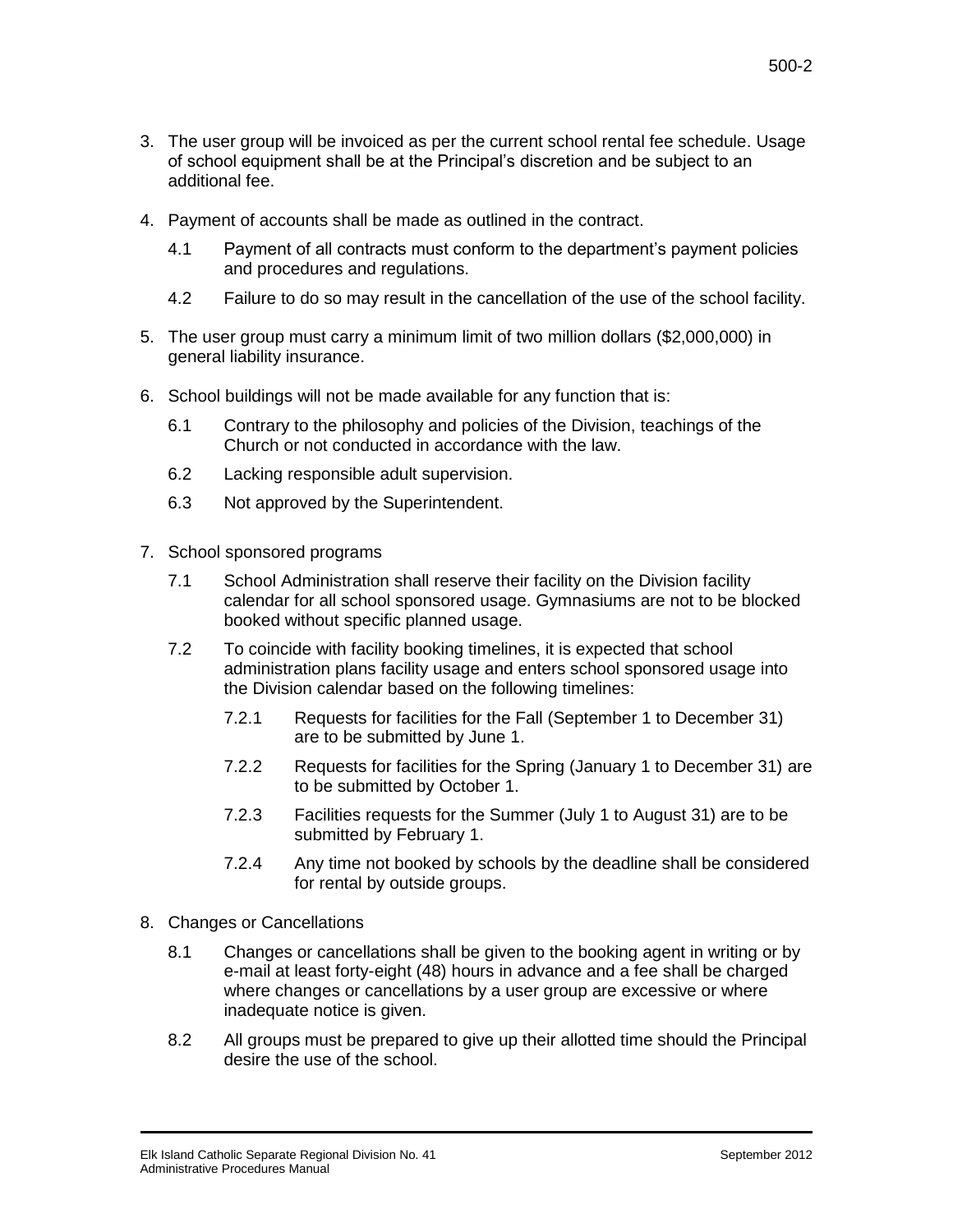3. The user group will be invoiced as per the current school rental fee schedule. Usage of school equipment shall be at the Principal's discretion and be subject to an additional fee.

4. Payment of accounts shall be made as outlined in the contract.

   4.1 Payment of all contracts must conform to the department's payment policies and procedures and regulations.

   4.2 Failure to do so may result in the cancellation of the use of the school facility.

5. The user group must carry a minimum limit of two million dollars ($2,000,000) in general liability insurance.

6. School buildings will not be made available for any function that is:

   6.1 Contrary to the philosophy and policies of the Division, teachings of the Church or not conducted in accordance with the law.

   6.2 Lacking responsible adult supervision.

   6.3 Not approved by the Superintendent.

7. School sponsored programs

   7.1 School Administration shall reserve their facility on the Division facility calendar for all school sponsored usage. Gymnasiums are not to be blocked booked without specific planned usage.

   7.2 To coincide with facility booking timelines, it is expected that school administration plans facility usage and enters school sponsored usage into the Division calendar based on the following timelines:

      7.2.1 Requests for facilities for the Fall (September 1 to December 31) are to be submitted by June 1.

      7.2.2 Requests for facilities for the Spring (January 1 to December 31) are to be submitted by October 1.

      7.2.3 Facilities requests for the Summer (July 1 to August 31) are to be submitted by February 1.

      7.2.4 Any time not booked by schools by the deadline shall be considered for rental by outside groups.

8. Changes or Cancellations

   8.1 Changes or cancellations shall be given to the booking agent in writing or by e-mail at least forty-eight (48) hours in advance and a fee shall be charged where changes or cancellations by a user group are excessive or where inadequate notice is given.

   8.2 All groups must be prepared to give up their allotted time should the Principal desire the use of the school.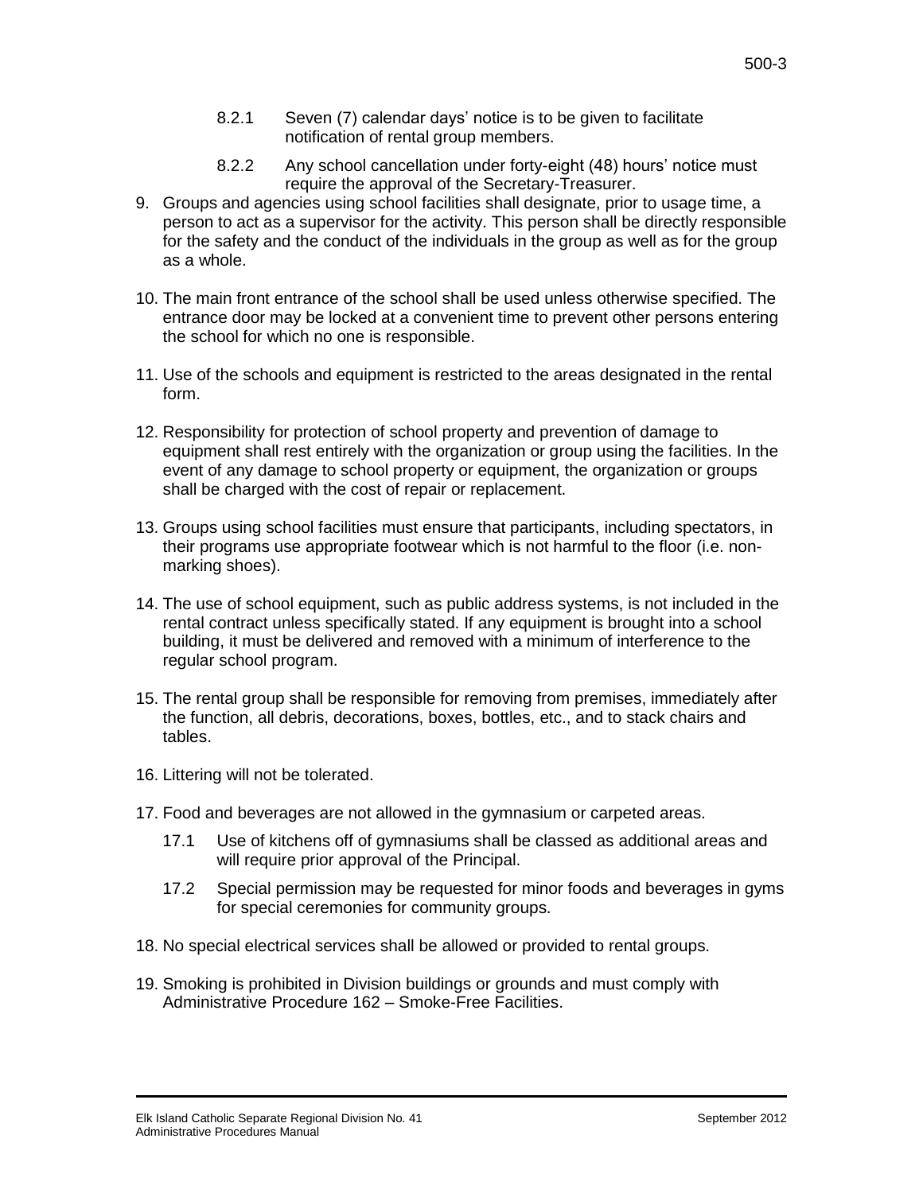8.2.1 Seven (7) calendar days' notice is to be given to facilitate notification of rental group members.

8.2.2 Any school cancellation under forty-eight (48) hours' notice must require the approval of the Secretary-Treasurer.

9. Groups and agencies using school facilities shall designate, prior to usage time, a person to act as a supervisor for the activity. This person shall be directly responsible for the safety and the conduct of the individuals in the group as well as for the group as a whole.

10. The main front entrance of the school shall be used unless otherwise specified. The entrance door may be locked at a convenient time to prevent other persons entering the school for which no one is responsible.

11. Use of the schools and equipment is restricted to the areas designated in the rental form.

12. Responsibility for protection of school property and prevention of damage to equipment shall rest entirely with the organization or group using the facilities. In the event of any damage to school property or equipment, the organization or groups shall be charged with the cost of repair or replacement.

13. Groups using school facilities must ensure that participants, including spectators, in their programs use appropriate footwear which is not harmful to the floor (i.e. non-marking shoes).

14. The use of school equipment, such as public address systems, is not included in the rental contract unless specifically stated. If any equipment is brought into a school building, it must be delivered and removed with a minimum of interference to the regular school program.

15. The rental group shall be responsible for removing from premises, immediately after the function, all debris, decorations, boxes, bottles, etc., and to stack chairs and tables.

16. Littering will not be tolerated.

17. Food and beverages are not allowed in the gymnasium or carpeted areas.

    17.1 Use of kitchens off of gymnasiums shall be classed as additional areas and will require prior approval of the Principal.

    17.2 Special permission may be requested for minor foods and beverages in gyms for special ceremonies for community groups.

18. No special electrical services shall be allowed or provided to rental groups.

19. Smoking is prohibited in Division buildings or grounds and must comply with Administrative Procedure 162 – Smoke-Free Facilities.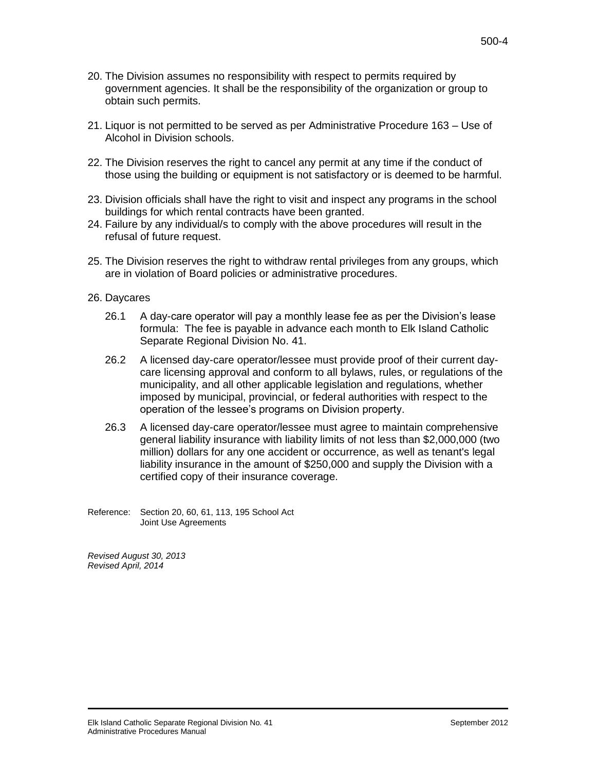20. The Division assumes no responsibility with respect to permits required by government agencies. It shall be the responsibility of the organization or group to obtain such permits.

21. Liquor is not permitted to be served as per Administrative Procedure 163 – Use of Alcohol in Division schools.

22. The Division reserves the right to cancel any permit at any time if the conduct of those using the building or equipment is not satisfactory or is deemed to be harmful.

23. Division officials shall have the right to visit and inspect any programs in the school buildings for which rental contracts have been granted.

24. Failure by any individual/s to comply with the above procedures will result in the refusal of future request.

25. The Division reserves the right to withdraw rental privileges from any groups, which are in violation of Board policies or administrative procedures.

26. Daycares

    26.1 A day-care operator will pay a monthly lease fee as per the Division's lease formula: The fee is payable in advance each month to Elk Island Catholic Separate Regional Division No. 41.

    26.2 A licensed day-care operator/lessee must provide proof of their current day-care licensing approval and conform to all bylaws, rules, or regulations of the municipality, and all other applicable legislation and regulations, whether imposed by municipal, provincial, or federal authorities with respect to the operation of the lessee's programs on Division property.

    26.3 A licensed day-care operator/lessee must agree to maintain comprehensive general liability insurance with liability limits of not less than $2,000,000 (two million) dollars for any one accident or occurrence, as well as tenant's legal liability insurance in the amount of $250,000 and supply the Division with a certified copy of their insurance coverage.

Reference: Section 20, 60, 61, 113, 195 School Act
Joint Use Agreements

*Revised August 30, 2013*
*Revised April, 2014*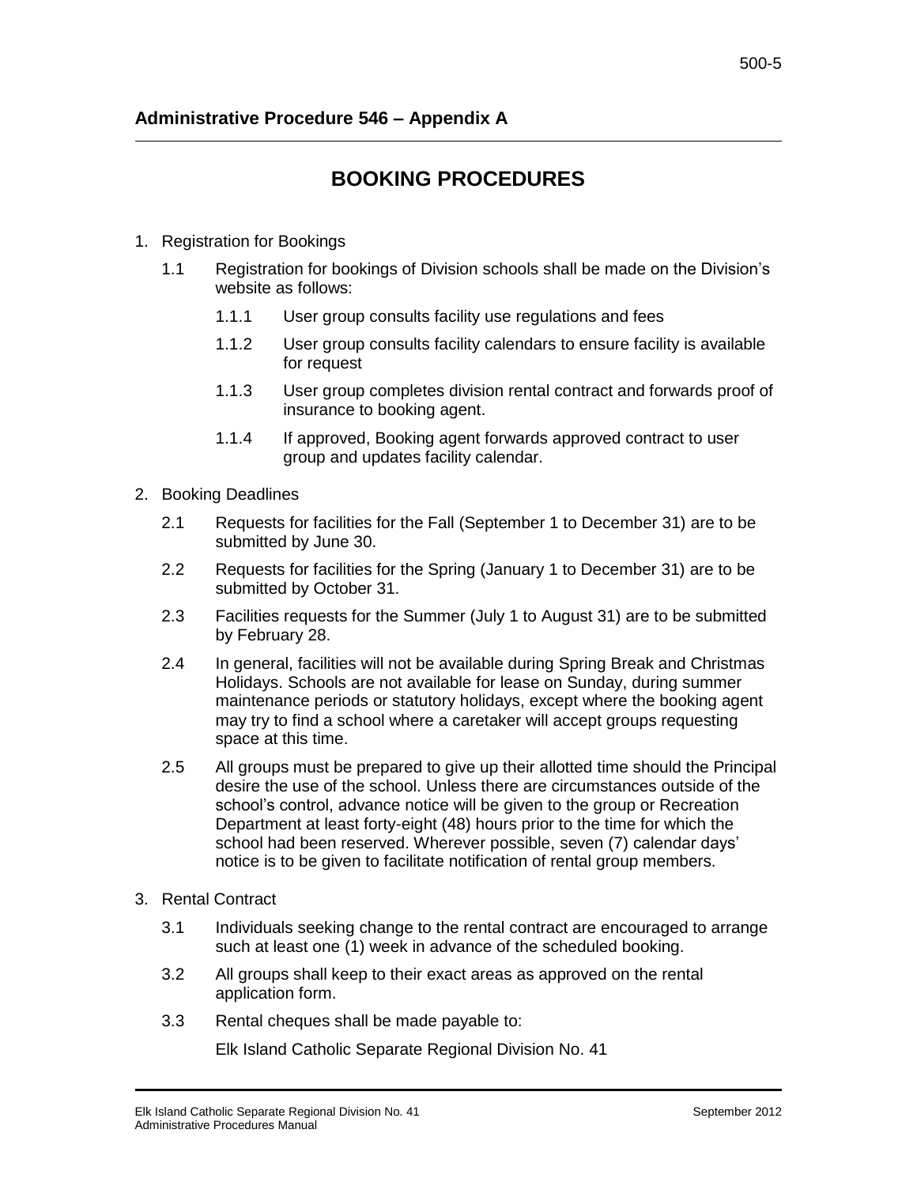## Administrative Procedure 546 – Appendix A

# BOOKING PROCEDURES

1. Registration for Bookings
   - 1.1 Registration for bookings of Division schools shall be made on the Division's website as follows:
     - 1.1.1 User group consults facility use regulations and fees
     - 1.1.2 User group consults facility calendars to ensure facility is available for request
     - 1.1.3 User group completes division rental contract and forwards proof of insurance to booking agent.
     - 1.1.4 If approved, Booking agent forwards approved contract to user group and updates facility calendar.
2. Booking Deadlines
   - 2.1 Requests for facilities for the Fall (September 1 to December 31) are to be submitted by June 30.
   - 2.2 Requests for facilities for the Spring (January 1 to December 31) are to be submitted by October 31.
   - 2.3 Facilities requests for the Summer (July 1 to August 31) are to be submitted by February 28.
   - 2.4 In general, facilities will not be available during Spring Break and Christmas Holidays. Schools are not available for lease on Sunday, during summer maintenance periods or statutory holidays, except where the booking agent may try to find a school where a caretaker will accept groups requesting space at this time.
   - 2.5 All groups must be prepared to give up their allotted time should the Principal desire the use of the school. Unless there are circumstances outside of the school's control, advance notice will be given to the group or Recreation Department at least forty-eight (48) hours prior to the time for which the school had been reserved. Wherever possible, seven (7) calendar days' notice is to be given to facilitate notification of rental group members.
3. Rental Contract
   - 3.1 Individuals seeking change to the rental contract are encouraged to arrange such at least one (1) week in advance of the scheduled booking.
   - 3.2 All groups shall keep to their exact areas as approved on the rental application form.
   - 3.3 Rental cheques shall be made payable to:

     Elk Island Catholic Separate Regional Division No. 41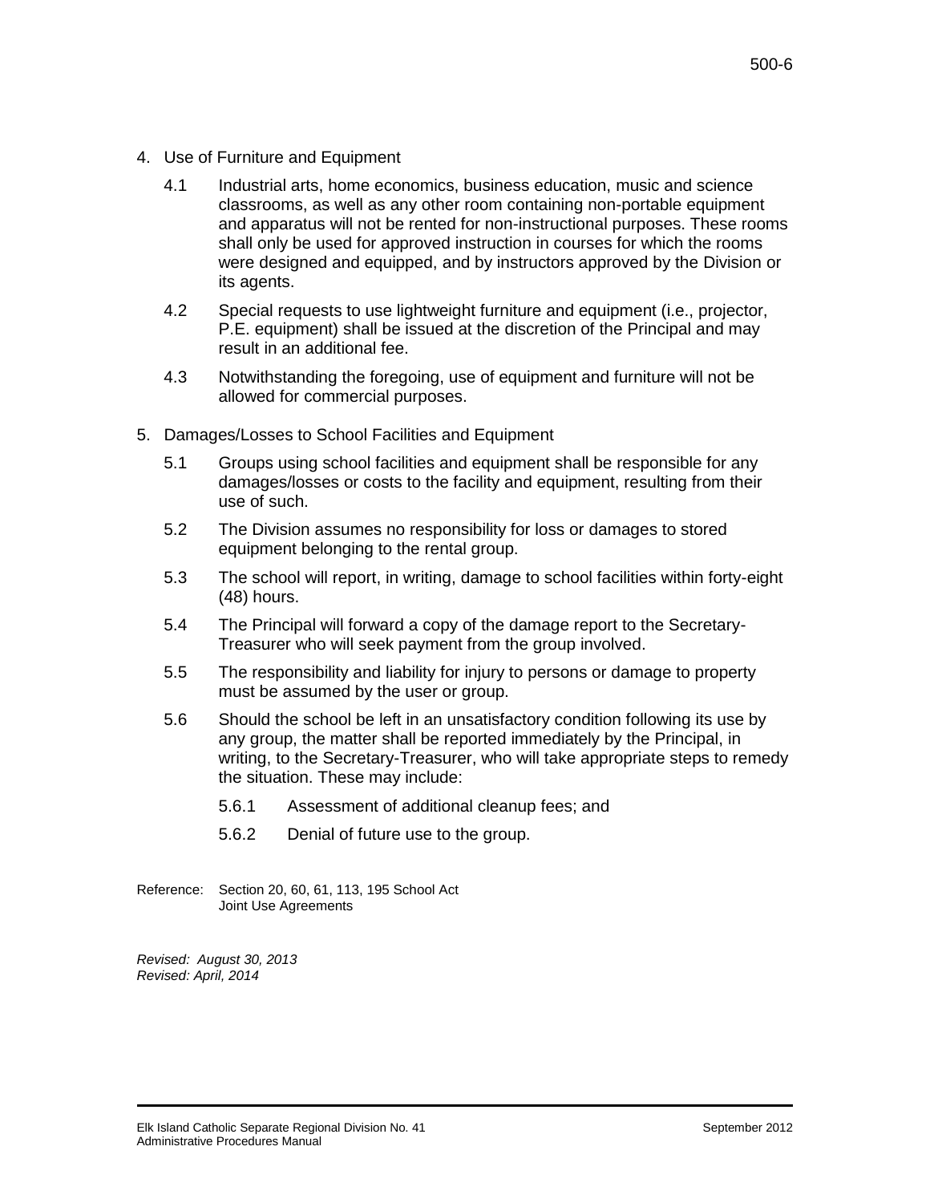4. Use of Furniture and Equipment

   4.1 Industrial arts, home economics, business education, music and science classrooms, as well as any other room containing non-portable equipment and apparatus will not be rented for non-instructional purposes. These rooms shall only be used for approved instruction in courses for which the rooms were designed and equipped, and by instructors approved by the Division or its agents.

   4.2 Special requests to use lightweight furniture and equipment (i.e., projector, P.E. equipment) shall be issued at the discretion of the Principal and may result in an additional fee.

   4.3 Notwithstanding the foregoing, use of equipment and furniture will not be allowed for commercial purposes.

5. Damages/Losses to School Facilities and Equipment

   5.1 Groups using school facilities and equipment shall be responsible for any damages/losses or costs to the facility and equipment, resulting from their use of such.

   5.2 The Division assumes no responsibility for loss or damages to stored equipment belonging to the rental group.

   5.3 The school will report, in writing, damage to school facilities within forty-eight (48) hours.

   5.4 The Principal will forward a copy of the damage report to the Secretary-Treasurer who will seek payment from the group involved.

   5.5 The responsibility and liability for injury to persons or damage to property must be assumed by the user or group.

   5.6 Should the school be left in an unsatisfactory condition following its use by any group, the matter shall be reported immediately by the Principal, in writing, to the Secretary-Treasurer, who will take appropriate steps to remedy the situation. These may include:

      5.6.1 Assessment of additional cleanup fees; and

      5.6.2 Denial of future use to the group.

Reference: Section 20, 60, 61, 113, 195 School Act
Joint Use Agreements

*Revised: August 30, 2013*
*Revised: April, 2014*